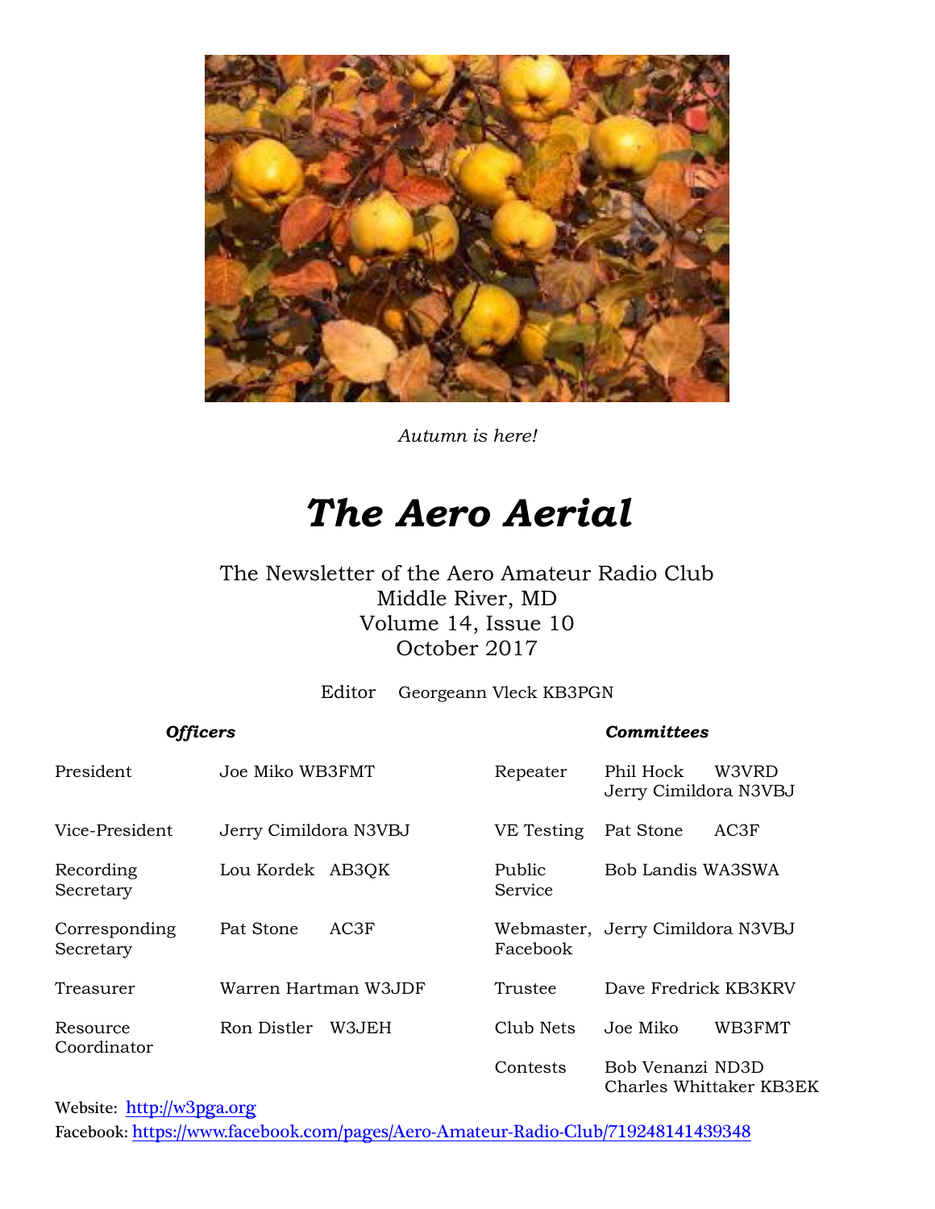*Autumn is here!*

# *The Aero Aerial*

The Newsletter of the Aero Amateur Radio Club
Middle River, MD
Volume 14, Issue 10
October 2017

Editor Georgeann Vleck KB3PGN

***Officers***

| | |
|---|---|
| President | Joe Miko WB3FMT |
| Vice-President | Jerry Cimildora N3VBJ |
| Recording Secretary | Lou Kordek AB3QK |
| Corresponding Secretary | Pat Stone AC3F |
| Treasurer | Warren Hartman W3JDF |
| Resource Coordinator | Ron Distler W3JEH |

***Committees***

| | |
|---|---|
| Repeater | Phil Hock W3VRD<br>Jerry Cimildora N3VBJ |
| VE Testing | Pat Stone AC3F |
| Public Service | Bob Landis WA3SWA |
| Webmaster, Facebook | Jerry Cimildora N3VBJ |
| Trustee | Dave Fredrick KB3KRV |
| Club Nets | Joe Miko WB3FMT |
| Contests | Bob Venanzi ND3D<br>Charles Whittaker KB3EK |

Website: http://w3pga.org
Facebook: https://www.facebook.com/pages/Aero-Amateur-Radio-Club/719248141439348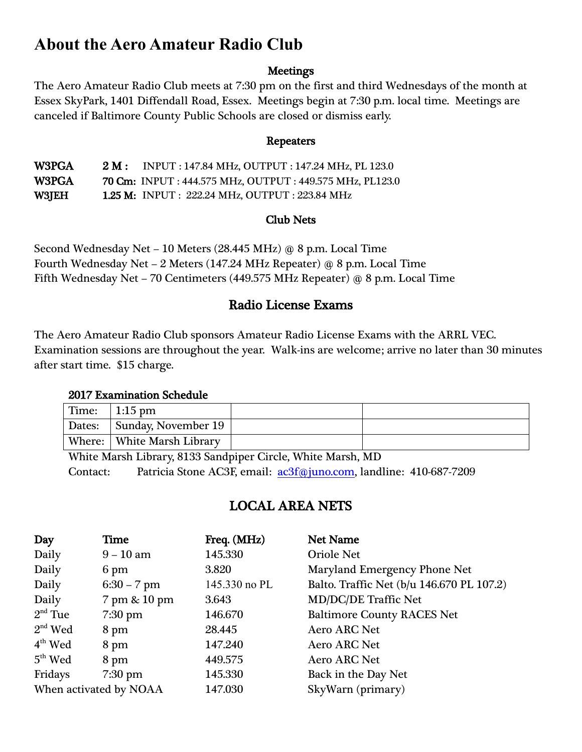# About the Aero Amateur Radio Club

### Meetings

The Aero Amateur Radio Club meets at 7:30 pm on the first and third Wednesdays of the month at Essex SkyPark, 1401 Diffendall Road, Essex. Meetings begin at 7:30 p.m. local time. Meetings are canceled if Baltimore County Public Schools are closed or dismiss early.

### Repeaters

| | | |
|---|---|---|
| **W3PGA** | **2 M :** | INPUT : 147.84 MHz, OUTPUT : 147.24 MHz, PL 123.0 |
| **W3PGA** | **70 Cm:** | INPUT : 444.575 MHz, OUTPUT : 449.575 MHz, PL123.0 |
| **W3JEH** | **1.25 M:** | INPUT : 222.24 MHz, OUTPUT : 223.84 MHz |

### Club Nets

Second Wednesday Net – 10 Meters (28.445 MHz) @ 8 p.m. Local Time
Fourth Wednesday Net – 2 Meters (147.24 MHz Repeater) @ 8 p.m. Local Time
Fifth Wednesday Net – 70 Centimeters (449.575 MHz Repeater) @ 8 p.m. Local Time

## Radio License Exams

The Aero Amateur Radio Club sponsors Amateur Radio License Exams with the ARRL VEC. Examination sessions are throughout the year. Walk-ins are welcome; arrive no later than 30 minutes after start time. $15 charge.

**2017 Examination Schedule**

| | | | |
|---|---|---|---|
| Time: | 1:15 pm | | |
| Dates: | Sunday, November 19 | | |
| Where: | White Marsh Library | | |

White Marsh Library, 8133 Sandpiper Circle, White Marsh, MD
Contact: Patricia Stone AC3F, email: ac3f@juno.com, landline: 410-687-7209

## LOCAL AREA NETS

| Day | Time | Freq. (MHz) | Net Name |
|---|---|---|---|
| Daily | 9 – 10 am | 145.330 | Oriole Net |
| Daily | 6 pm | 3.820 | Maryland Emergency Phone Net |
| Daily | 6:30 – 7 pm | 145.330 no PL | Balto. Traffic Net (b/u 146.670 PL 107.2) |
| Daily | 7 pm & 10 pm | 3.643 | MD/DC/DE Traffic Net |
| 2nd Tue | 7:30 pm | 146.670 | Baltimore County RACES Net |
| 2nd Wed | 8 pm | 28.445 | Aero ARC Net |
| 4th Wed | 8 pm | 147.240 | Aero ARC Net |
| 5th Wed | 8 pm | 449.575 | Aero ARC Net |
| Fridays | 7:30 pm | 145.330 | Back in the Day Net |
| When activated by NOAA | | 147.030 | SkyWarn (primary) |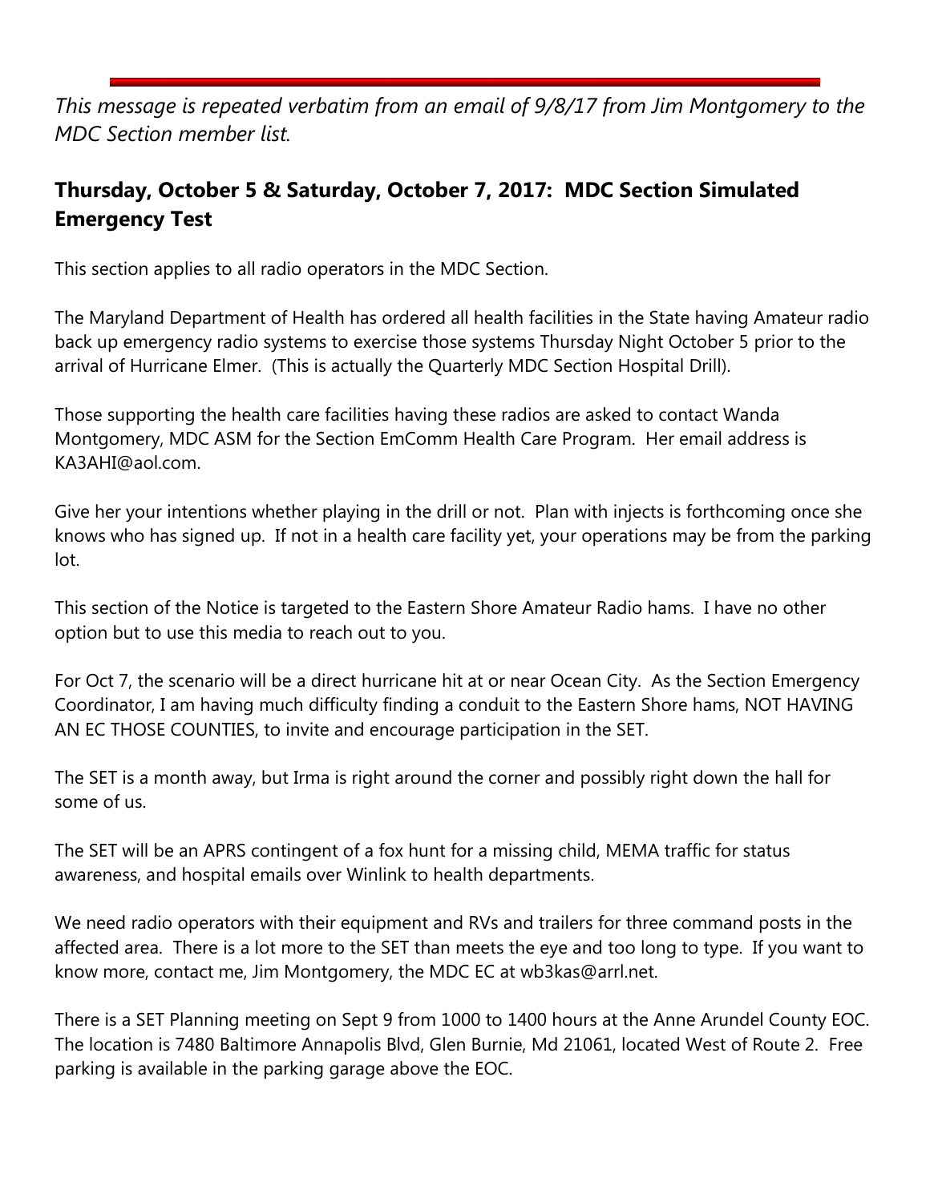*This message is repeated verbatim from an email of 9/8/17 from Jim Montgomery to the MDC Section member list.*

## Thursday, October 5 & Saturday, October 7, 2017: MDC Section Simulated Emergency Test

This section applies to all radio operators in the MDC Section.

The Maryland Department of Health has ordered all health facilities in the State having Amateur radio back up emergency radio systems to exercise those systems Thursday Night October 5 prior to the arrival of Hurricane Elmer. (This is actually the Quarterly MDC Section Hospital Drill).

Those supporting the health care facilities having these radios are asked to contact Wanda Montgomery, MDC ASM for the Section EmComm Health Care Program. Her email address is KA3AHI@aol.com.

Give her your intentions whether playing in the drill or not. Plan with injects is forthcoming once she knows who has signed up. If not in a health care facility yet, your operations may be from the parking lot.

This section of the Notice is targeted to the Eastern Shore Amateur Radio hams. I have no other option but to use this media to reach out to you.

For Oct 7, the scenario will be a direct hurricane hit at or near Ocean City. As the Section Emergency Coordinator, I am having much difficulty finding a conduit to the Eastern Shore hams, NOT HAVING AN EC THOSE COUNTIES, to invite and encourage participation in the SET.

The SET is a month away, but Irma is right around the corner and possibly right down the hall for some of us.

The SET will be an APRS contingent of a fox hunt for a missing child, MEMA traffic for status awareness, and hospital emails over Winlink to health departments.

We need radio operators with their equipment and RVs and trailers for three command posts in the affected area. There is a lot more to the SET than meets the eye and too long to type. If you want to know more, contact me, Jim Montgomery, the MDC EC at wb3kas@arrl.net.

There is a SET Planning meeting on Sept 9 from 1000 to 1400 hours at the Anne Arundel County EOC. The location is 7480 Baltimore Annapolis Blvd, Glen Burnie, Md 21061, located West of Route 2. Free parking is available in the parking garage above the EOC.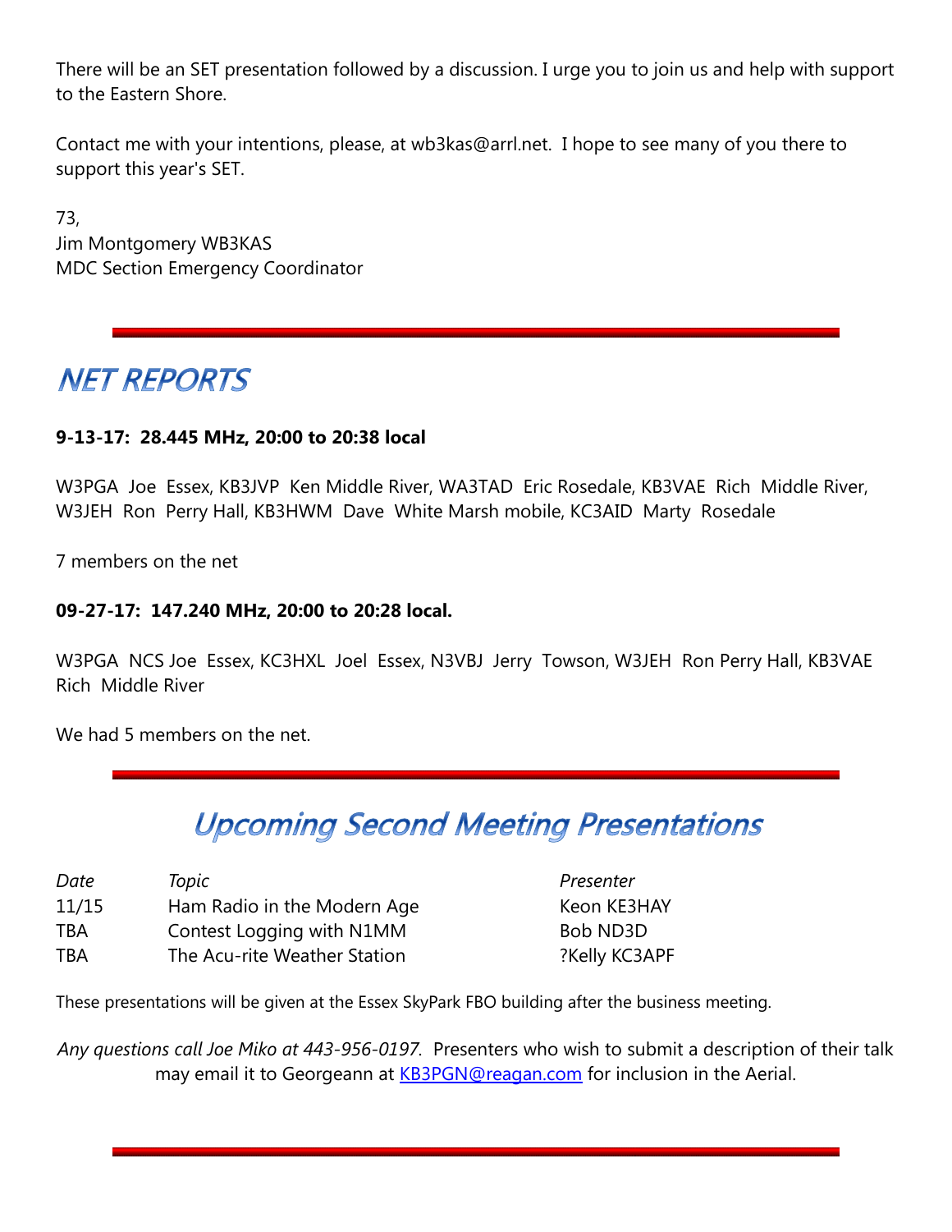There will be an SET presentation followed by a discussion. I urge you to join us and help with support to the Eastern Shore.

Contact me with your intentions, please, at wb3kas@arrl.net. I hope to see many of you there to support this year's SET.

73,
Jim Montgomery WB3KAS
MDC Section Emergency Coordinator

---

# NET REPORTS

**9-13-17: 28.445 MHz, 20:00 to 20:38 local**

W3PGA Joe Essex, KB3JVP Ken Middle River, WA3TAD Eric Rosedale, KB3VAE Rich Middle River, W3JEH Ron Perry Hall, KB3HWM Dave White Marsh mobile, KC3AID Marty Rosedale

7 members on the net

**09-27-17: 147.240 MHz, 20:00 to 20:28 local.**

W3PGA NCS Joe Essex, KC3HXL Joel Essex, N3VBJ Jerry Towson, W3JEH Ron Perry Hall, KB3VAE Rich Middle River

We had 5 members on the net.

---

# Upcoming Second Meeting Presentations

| *Date* | *Topic* | *Presenter* |
|---|---|---|
| 11/15 | Ham Radio in the Modern Age | Keon KE3HAY |
| TBA | Contest Logging with N1MM | Bob ND3D |
| TBA | The Acu-rite Weather Station | ?Kelly KC3APF |

These presentations will be given at the Essex SkyPark FBO building after the business meeting.

*Any questions call Joe Miko at 443-956-0197.* Presenters who wish to submit a description of their talk may email it to Georgeann at KB3PGN@reagan.com for inclusion in the Aerial.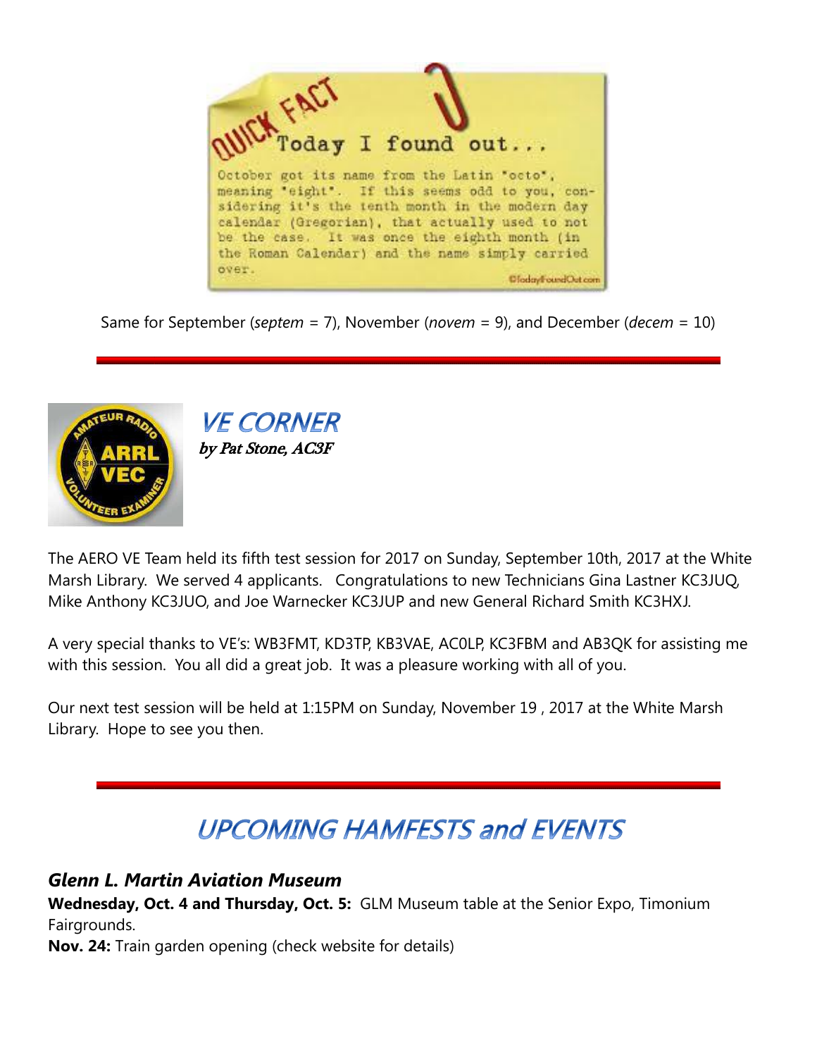QUICK FACT Today I found out...

October got its name from the Latin "octo", meaning "eight". If this seems odd to you, considering it's the tenth month in the modern day calendar (Gregorian), that actually used to not be the case. It was once the eighth month (in the Roman Calendar) and the name simply carried over.

©TodayIFoundOut.com

Same for September (*septem* = 7), November (*novem* = 9), and December (*decem* = 10)

---

## VE CORNER

*by Pat Stone, AC3F*

The AERO VE Team held its fifth test session for 2017 on Sunday, September 10th, 2017 at the White Marsh Library. We served 4 applicants. Congratulations to new Technicians Gina Lastner KC3JUQ, Mike Anthony KC3JUO, and Joe Warnecker KC3JUP and new General Richard Smith KC3HXJ.

A very special thanks to VE's: WB3FMT, KD3TP, KB3VAE, AC0LP, KC3FBM and AB3QK for assisting me with this session. You all did a great job. It was a pleasure working with all of you.

Our next test session will be held at 1:15PM on Sunday, November 19 , 2017 at the White Marsh Library. Hope to see you then.

---

## UPCOMING HAMFESTS and EVENTS

### *Glenn L. Martin Aviation Museum*

**Wednesday, Oct. 4 and Thursday, Oct. 5:** GLM Museum table at the Senior Expo, Timonium Fairgrounds.

**Nov. 24:** Train garden opening (check website for details)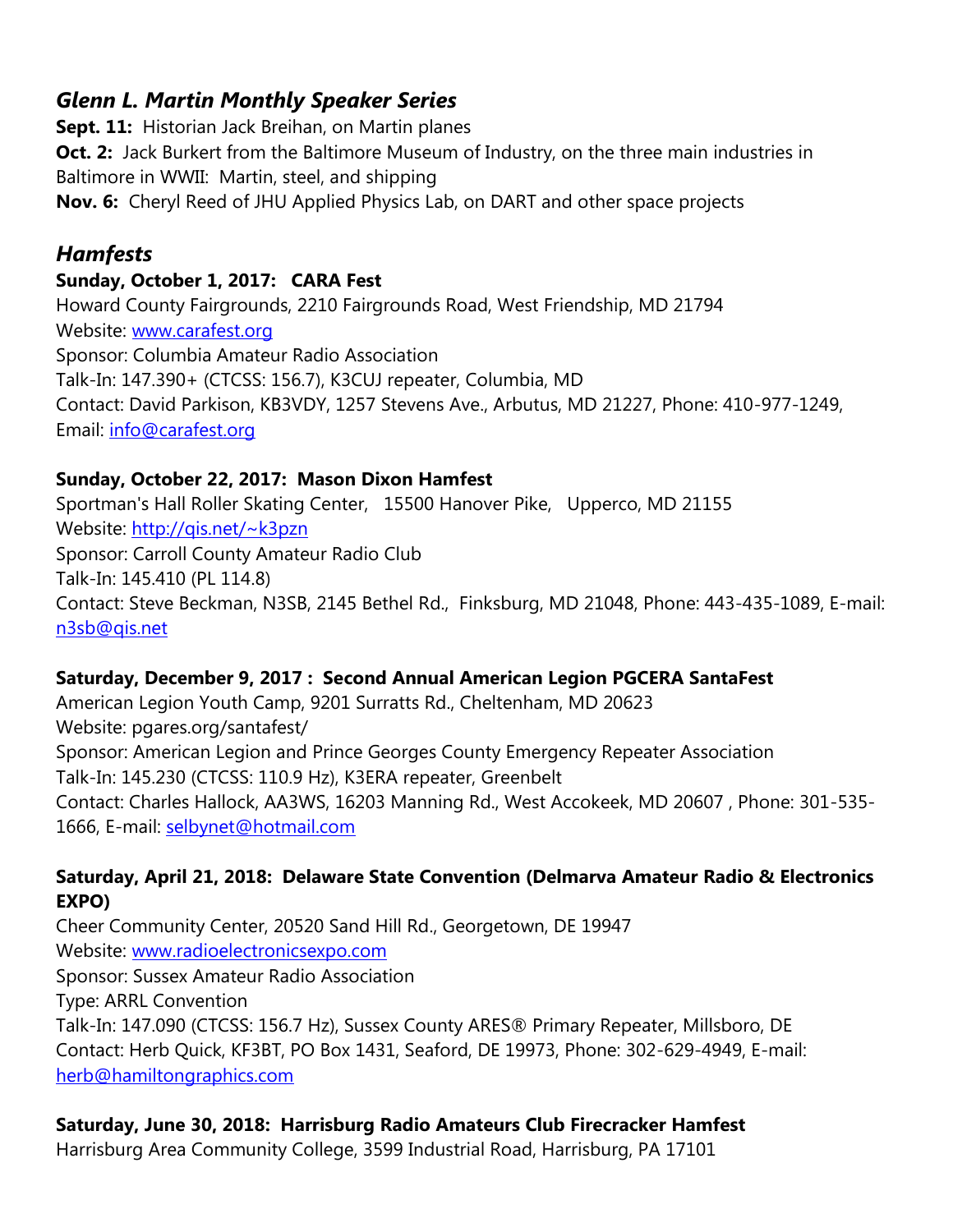## *Glenn L. Martin Monthly Speaker Series*

**Sept. 11:** Historian Jack Breihan, on Martin planes
**Oct. 2:** Jack Burkert from the Baltimore Museum of Industry, on the three main industries in Baltimore in WWII: Martin, steel, and shipping
**Nov. 6:** Cheryl Reed of JHU Applied Physics Lab, on DART and other space projects

## *Hamfests*

**Sunday, October 1, 2017: CARA Fest**
Howard County Fairgrounds, 2210 Fairgrounds Road, West Friendship, MD 21794
Website: www.carafest.org
Sponsor: Columbia Amateur Radio Association
Talk-In: 147.390+ (CTCSS: 156.7), K3CUJ repeater, Columbia, MD
Contact: David Parkison, KB3VDY, 1257 Stevens Ave., Arbutus, MD 21227, Phone: 410-977-1249, Email: info@carafest.org

**Sunday, October 22, 2017: Mason Dixon Hamfest**
Sportman's Hall Roller Skating Center, 15500 Hanover Pike, Upperco, MD 21155
Website: http://qis.net/~k3pzn
Sponsor: Carroll County Amateur Radio Club
Talk-In: 145.410 (PL 114.8)
Contact: Steve Beckman, N3SB, 2145 Bethel Rd., Finksburg, MD 21048, Phone: 443-435-1089, E-mail: n3sb@qis.net

**Saturday, December 9, 2017 : Second Annual American Legion PGCERA SantaFest**
American Legion Youth Camp, 9201 Surratts Rd., Cheltenham, MD 20623
Website: pgares.org/santafest/
Sponsor: American Legion and Prince Georges County Emergency Repeater Association
Talk-In: 145.230 (CTCSS: 110.9 Hz), K3ERA repeater, Greenbelt
Contact: Charles Hallock, AA3WS, 16203 Manning Rd., West Accokeek, MD 20607 , Phone: 301-535-1666, E-mail: selbynet@hotmail.com

**Saturday, April 21, 2018: Delaware State Convention (Delmarva Amateur Radio & Electronics EXPO)**
Cheer Community Center, 20520 Sand Hill Rd., Georgetown, DE 19947
Website: www.radioelectronicsexpo.com
Sponsor: Sussex Amateur Radio Association
Type: ARRL Convention
Talk-In: 147.090 (CTCSS: 156.7 Hz), Sussex County ARES® Primary Repeater, Millsboro, DE
Contact: Herb Quick, KF3BT, PO Box 1431, Seaford, DE 19973, Phone: 302-629-4949, E-mail: herb@hamiltongraphics.com

**Saturday, June 30, 2018: Harrisburg Radio Amateurs Club Firecracker Hamfest**
Harrisburg Area Community College, 3599 Industrial Road, Harrisburg, PA 17101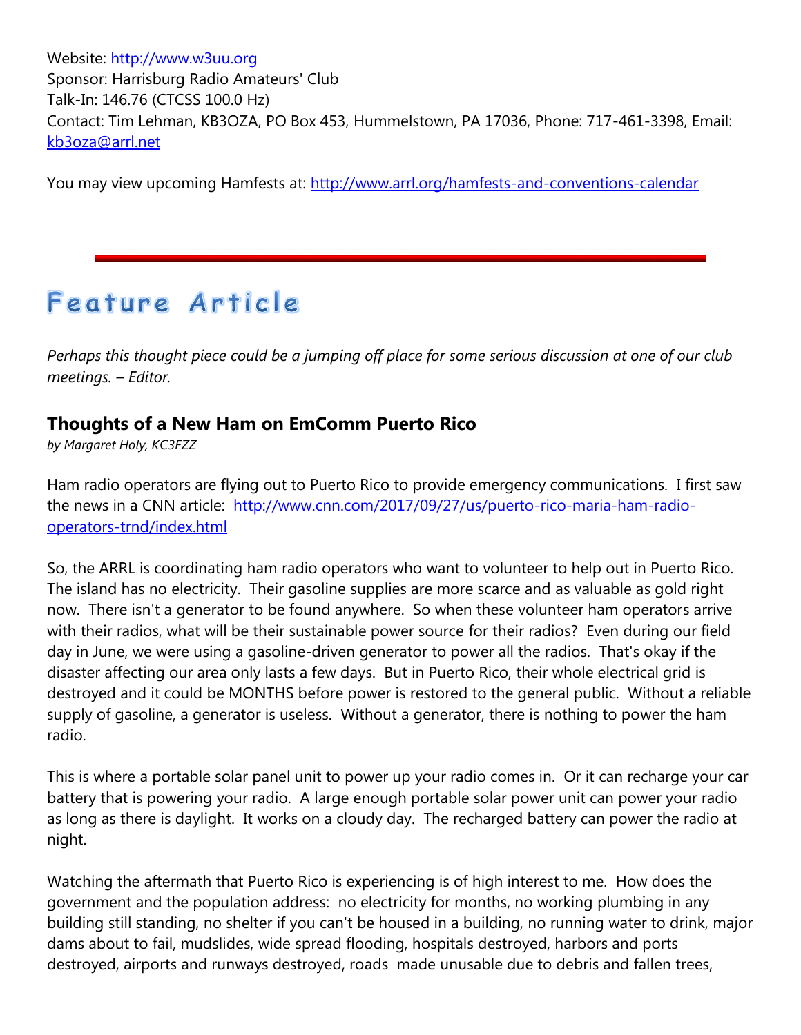Website: http://www.w3uu.org
Sponsor: Harrisburg Radio Amateurs' Club
Talk-In: 146.76 (CTCSS 100.0 Hz)
Contact: Tim Lehman, KB3OZA, PO Box 453, Hummelstown, PA 17036, Phone: 717-461-3398, Email: kb3oza@arrl.net

You may view upcoming Hamfests at: http://www.arrl.org/hamfests-and-conventions-calendar

---

# Feature Article

*Perhaps this thought piece could be a jumping off place for some serious discussion at one of our club meetings. – Editor.*

## Thoughts of a New Ham on EmComm Puerto Rico

*by Margaret Holy, KC3FZZ*

Ham radio operators are flying out to Puerto Rico to provide emergency communications. I first saw the news in a CNN article: http://www.cnn.com/2017/09/27/us/puerto-rico-maria-ham-radio-operators-trnd/index.html

So, the ARRL is coordinating ham radio operators who want to volunteer to help out in Puerto Rico. The island has no electricity. Their gasoline supplies are more scarce and as valuable as gold right now. There isn't a generator to be found anywhere. So when these volunteer ham operators arrive with their radios, what will be their sustainable power source for their radios? Even during our field day in June, we were using a gasoline-driven generator to power all the radios. That's okay if the disaster affecting our area only lasts a few days. But in Puerto Rico, their whole electrical grid is destroyed and it could be MONTHS before power is restored to the general public. Without a reliable supply of gasoline, a generator is useless. Without a generator, there is nothing to power the ham radio.

This is where a portable solar panel unit to power up your radio comes in. Or it can recharge your car battery that is powering your radio. A large enough portable solar power unit can power your radio as long as there is daylight. It works on a cloudy day. The recharged battery can power the radio at night.

Watching the aftermath that Puerto Rico is experiencing is of high interest to me. How does the government and the population address: no electricity for months, no working plumbing in any building still standing, no shelter if you can't be housed in a building, no running water to drink, major dams about to fail, mudslides, wide spread flooding, hospitals destroyed, harbors and ports destroyed, airports and runways destroyed, roads made unusable due to debris and fallen trees,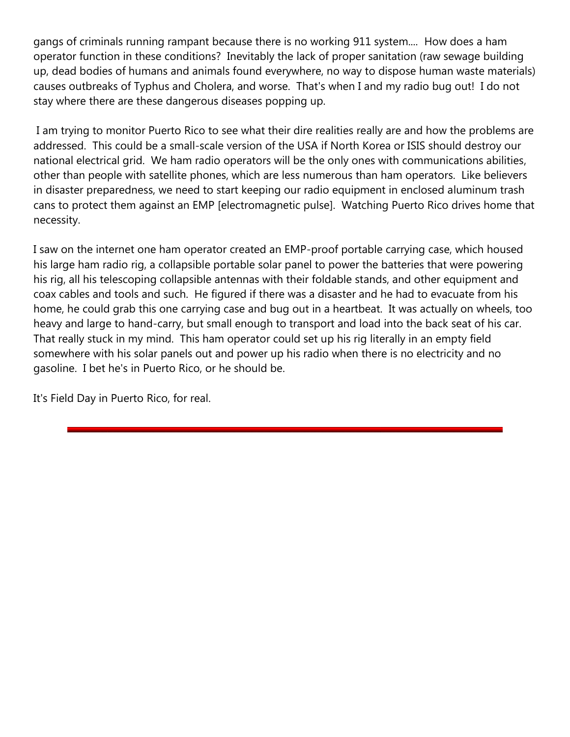gangs of criminals running rampant because there is no working 911 system.... How does a ham operator function in these conditions? Inevitably the lack of proper sanitation (raw sewage building up, dead bodies of humans and animals found everywhere, no way to dispose human waste materials) causes outbreaks of Typhus and Cholera, and worse. That's when I and my radio bug out! I do not stay where there are these dangerous diseases popping up.

I am trying to monitor Puerto Rico to see what their dire realities really are and how the problems are addressed. This could be a small-scale version of the USA if North Korea or ISIS should destroy our national electrical grid. We ham radio operators will be the only ones with communications abilities, other than people with satellite phones, which are less numerous than ham operators. Like believers in disaster preparedness, we need to start keeping our radio equipment in enclosed aluminum trash cans to protect them against an EMP [electromagnetic pulse]. Watching Puerto Rico drives home that necessity.

I saw on the internet one ham operator created an EMP-proof portable carrying case, which housed his large ham radio rig, a collapsible portable solar panel to power the batteries that were powering his rig, all his telescoping collapsible antennas with their foldable stands, and other equipment and coax cables and tools and such. He figured if there was a disaster and he had to evacuate from his home, he could grab this one carrying case and bug out in a heartbeat. It was actually on wheels, too heavy and large to hand-carry, but small enough to transport and load into the back seat of his car. That really stuck in my mind. This ham operator could set up his rig literally in an empty field somewhere with his solar panels out and power up his radio when there is no electricity and no gasoline. I bet he's in Puerto Rico, or he should be.

It's Field Day in Puerto Rico, for real.

---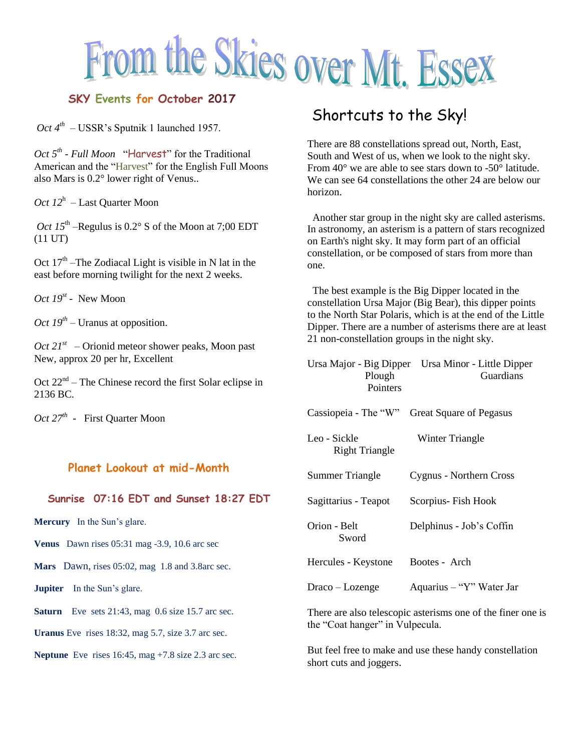# From the Skies over Mt. Essex

## SKY Events for October 2017

*Oct 4th* – USSR's Sputnik 1 launched 1957.

*Oct 5th - Full Moon* "Harvest" for the Traditional American and the "Harvest" for the English Full Moons also Mars is 0.2° lower right of Venus..

*Oct 12h* – Last Quarter Moon

*Oct 15th* –Regulus is 0.2° S of the Moon at 7;00 EDT (11 UT)

Oct 17th –The Zodiacal Light is visible in N lat in the east before morning twilight for the next 2 weeks.

*Oct 19st* - New Moon

*Oct 19th* – Uranus at opposition.

*Oct 21st* – Orionid meteor shower peaks, Moon past New, approx 20 per hr, Excellent

Oct 22nd – The Chinese record the first Solar eclipse in 2136 BC.

*Oct 27th* - First Quarter Moon

### Planet Lookout at mid-Month

#### Sunrise 07:16 EDT and Sunset 18:27 EDT

**Mercury** In the Sun's glare.

**Venus** Dawn rises 05:31 mag -3.9, 10.6 arc sec

**Mars** Dawn, rises 05:02, mag 1.8 and 3.8arc sec.

**Jupiter** In the Sun's glare.

**Saturn** Eve sets 21:43, mag 0.6 size 15.7 arc sec.

**Uranus** Eve rises 18:32, mag 5.7, size 3.7 arc sec.

**Neptune** Eve rises 16:45, mag +7.8 size 2.3 arc sec.

## Shortcuts to the Sky!

There are 88 constellations spread out, North, East, South and West of us, when we look to the night sky. From 40° we are able to see stars down to -50° latitude. We can see 64 constellations the other 24 are below our horizon.

Another star group in the night sky are called asterisms. In astronomy, an asterism is a pattern of stars recognized on Earth's night sky. It may form part of an official constellation, or be composed of stars from more than one.

The best example is the Big Dipper located in the constellation Ursa Major (Big Bear), this dipper points to the North Star Polaris, which is at the end of the Little Dipper. There are a number of asterisms there are at least 21 non-constellation groups in the night sky.

| | |
|---|---|
| Ursa Major - Big Dipper, Plough, Pointers | Ursa Minor - Little Dipper, Guardians |
| Cassiopeia - The "W" | Great Square of Pegasus |
| Leo - Sickle, Right Triangle | Winter Triangle |
| Summer Triangle | Cygnus - Northern Cross |
| Sagittarius - Teapot | Scorpius- Fish Hook |
| Orion - Belt, Sword | Delphinus - Job's Coffin |
| Hercules - Keystone | Bootes - Arch |
| Draco – Lozenge | Aquarius – "Y" Water Jar |

There are also telescopic asterisms one of the finer one is the "Coat hanger" in Vulpecula.

But feel free to make and use these handy constellation short cuts and joggers.